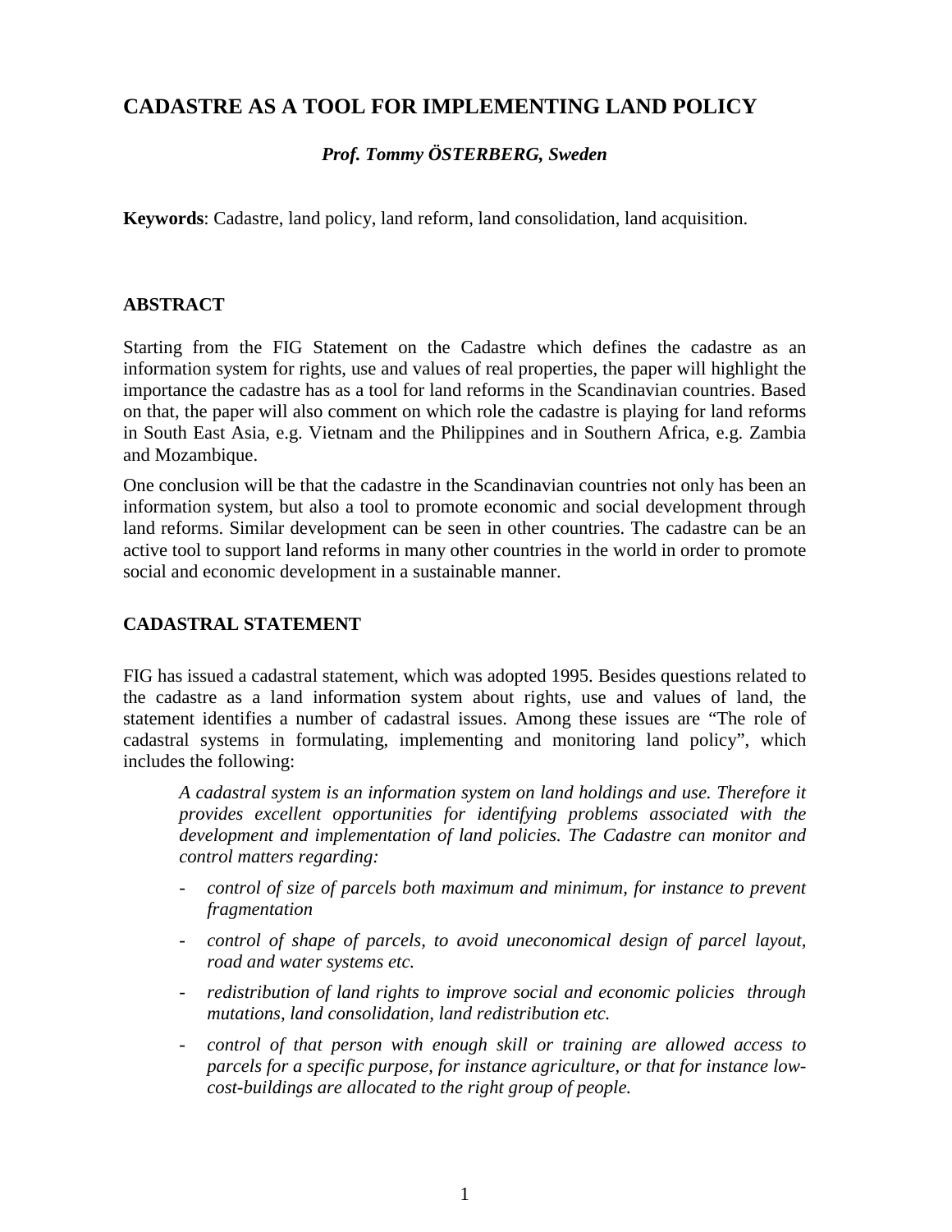# CADASTRE AS A TOOL FOR IMPLEMENTING LAND POLICY

***Prof. Tommy ÖSTERBERG, Sweden***

**Keywords**: Cadastre, land policy, land reform, land consolidation, land acquisition.

## ABSTRACT

Starting from the FIG Statement on the Cadastre which defines the cadastre as an information system for rights, use and values of real properties, the paper will highlight the importance the cadastre has as a tool for land reforms in the Scandinavian countries. Based on that, the paper will also comment on which role the cadastre is playing for land reforms in South East Asia, e.g. Vietnam and the Philippines and in Southern Africa, e.g. Zambia and Mozambique.

One conclusion will be that the cadastre in the Scandinavian countries not only has been an information system, but also a tool to promote economic and social development through land reforms. Similar development can be seen in other countries. The cadastre can be an active tool to support land reforms in many other countries in the world in order to promote social and economic development in a sustainable manner.

## CADASTRAL STATEMENT

FIG has issued a cadastral statement, which was adopted 1995. Besides questions related to the cadastre as a land information system about rights, use and values of land, the statement identifies a number of cadastral issues. Among these issues are "The role of cadastral systems in formulating, implementing and monitoring land policy", which includes the following:

> *A cadastral system is an information system on land holdings and use. Therefore it provides excellent opportunities for identifying problems associated with the development and implementation of land policies. The Cadastre can monitor and control matters regarding:*
>
> - *control of size of parcels both maximum and minimum, for instance to prevent fragmentation*
> - *control of shape of parcels, to avoid uneconomical design of parcel layout, road and water systems etc.*
> - *redistribution of land rights to improve social and economic policies through mutations, land consolidation, land redistribution etc.*
> - *control of that person with enough skill or training are allowed access to parcels for a specific purpose, for instance agriculture, or that for instance low-cost-buildings are allocated to the right group of people.*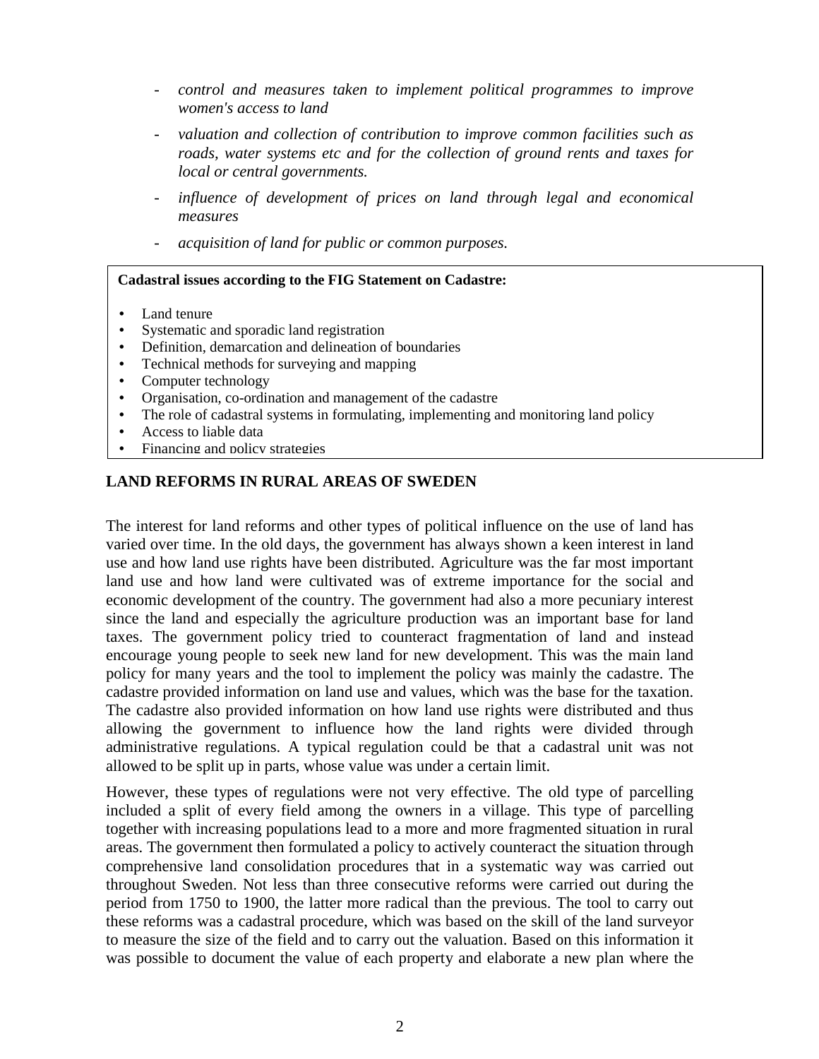- *control and measures taken to implement political programmes to improve women's access to land*
- *valuation and collection of contribution to improve common facilities such as roads, water systems etc and for the collection of ground rents and taxes for local or central governments.*
- *influence of development of prices on land through legal and economical measures*
- *acquisition of land for public or common purposes.*

**Cadastral issues according to the FIG Statement on Cadastre:**

- Land tenure
- Systematic and sporadic land registration
- Definition, demarcation and delineation of boundaries
- Technical methods for surveying and mapping
- Computer technology
- Organisation, co-ordination and management of the cadastre
- The role of cadastral systems in formulating, implementing and monitoring land policy
- Access to liable data
- Financing and policy strategies

## LAND REFORMS IN RURAL AREAS OF SWEDEN

The interest for land reforms and other types of political influence on the use of land has varied over time. In the old days, the government has always shown a keen interest in land use and how land use rights have been distributed. Agriculture was the far most important land use and how land were cultivated was of extreme importance for the social and economic development of the country. The government had also a more pecuniary interest since the land and especially the agriculture production was an important base for land taxes. The government policy tried to counteract fragmentation of land and instead encourage young people to seek new land for new development. This was the main land policy for many years and the tool to implement the policy was mainly the cadastre. The cadastre provided information on land use and values, which was the base for the taxation. The cadastre also provided information on how land use rights were distributed and thus allowing the government to influence how the land rights were divided through administrative regulations. A typical regulation could be that a cadastral unit was not allowed to be split up in parts, whose value was under a certain limit.

However, these types of regulations were not very effective. The old type of parcelling included a split of every field among the owners in a village. This type of parcelling together with increasing populations lead to a more and more fragmented situation in rural areas. The government then formulated a policy to actively counteract the situation through comprehensive land consolidation procedures that in a systematic way was carried out throughout Sweden. Not less than three consecutive reforms were carried out during the period from 1750 to 1900, the latter more radical than the previous. The tool to carry out these reforms was a cadastral procedure, which was based on the skill of the land surveyor to measure the size of the field and to carry out the valuation. Based on this information it was possible to document the value of each property and elaborate a new plan where the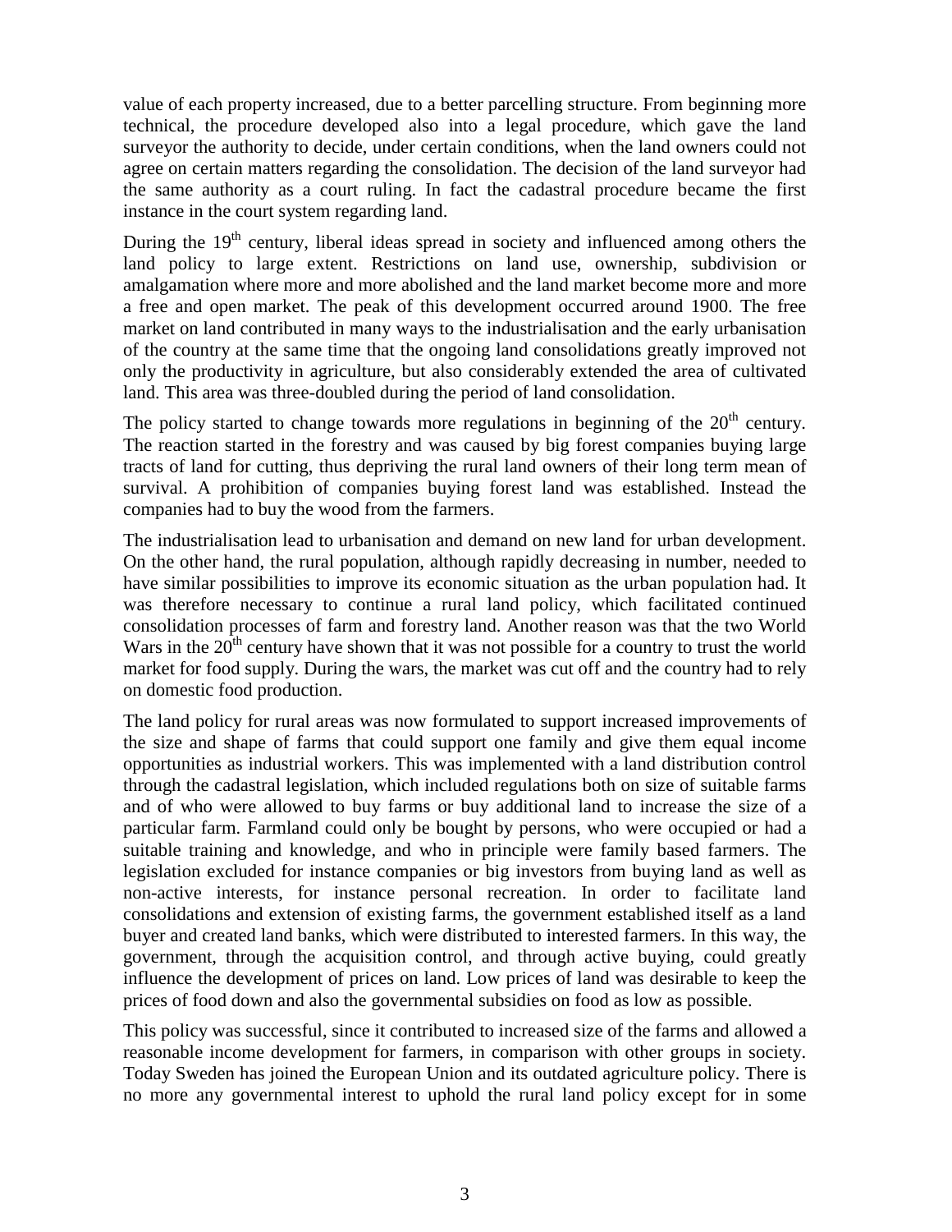value of each property increased, due to a better parcelling structure. From beginning more technical, the procedure developed also into a legal procedure, which gave the land surveyor the authority to decide, under certain conditions, when the land owners could not agree on certain matters regarding the consolidation. The decision of the land surveyor had the same authority as a court ruling. In fact the cadastral procedure became the first instance in the court system regarding land.

During the 19th century, liberal ideas spread in society and influenced among others the land policy to large extent. Restrictions on land use, ownership, subdivision or amalgamation where more and more abolished and the land market become more and more a free and open market. The peak of this development occurred around 1900. The free market on land contributed in many ways to the industrialisation and the early urbanisation of the country at the same time that the ongoing land consolidations greatly improved not only the productivity in agriculture, but also considerably extended the area of cultivated land. This area was three-doubled during the period of land consolidation.

The policy started to change towards more regulations in beginning of the 20th century. The reaction started in the forestry and was caused by big forest companies buying large tracts of land for cutting, thus depriving the rural land owners of their long term mean of survival. A prohibition of companies buying forest land was established. Instead the companies had to buy the wood from the farmers.

The industrialisation lead to urbanisation and demand on new land for urban development. On the other hand, the rural population, although rapidly decreasing in number, needed to have similar possibilities to improve its economic situation as the urban population had. It was therefore necessary to continue a rural land policy, which facilitated continued consolidation processes of farm and forestry land. Another reason was that the two World Wars in the 20th century have shown that it was not possible for a country to trust the world market for food supply. During the wars, the market was cut off and the country had to rely on domestic food production.

The land policy for rural areas was now formulated to support increased improvements of the size and shape of farms that could support one family and give them equal income opportunities as industrial workers. This was implemented with a land distribution control through the cadastral legislation, which included regulations both on size of suitable farms and of who were allowed to buy farms or buy additional land to increase the size of a particular farm. Farmland could only be bought by persons, who were occupied or had a suitable training and knowledge, and who in principle were family based farmers. The legislation excluded for instance companies or big investors from buying land as well as non-active interests, for instance personal recreation. In order to facilitate land consolidations and extension of existing farms, the government established itself as a land buyer and created land banks, which were distributed to interested farmers. In this way, the government, through the acquisition control, and through active buying, could greatly influence the development of prices on land. Low prices of land was desirable to keep the prices of food down and also the governmental subsidies on food as low as possible.

This policy was successful, since it contributed to increased size of the farms and allowed a reasonable income development for farmers, in comparison with other groups in society. Today Sweden has joined the European Union and its outdated agriculture policy. There is no more any governmental interest to uphold the rural land policy except for in some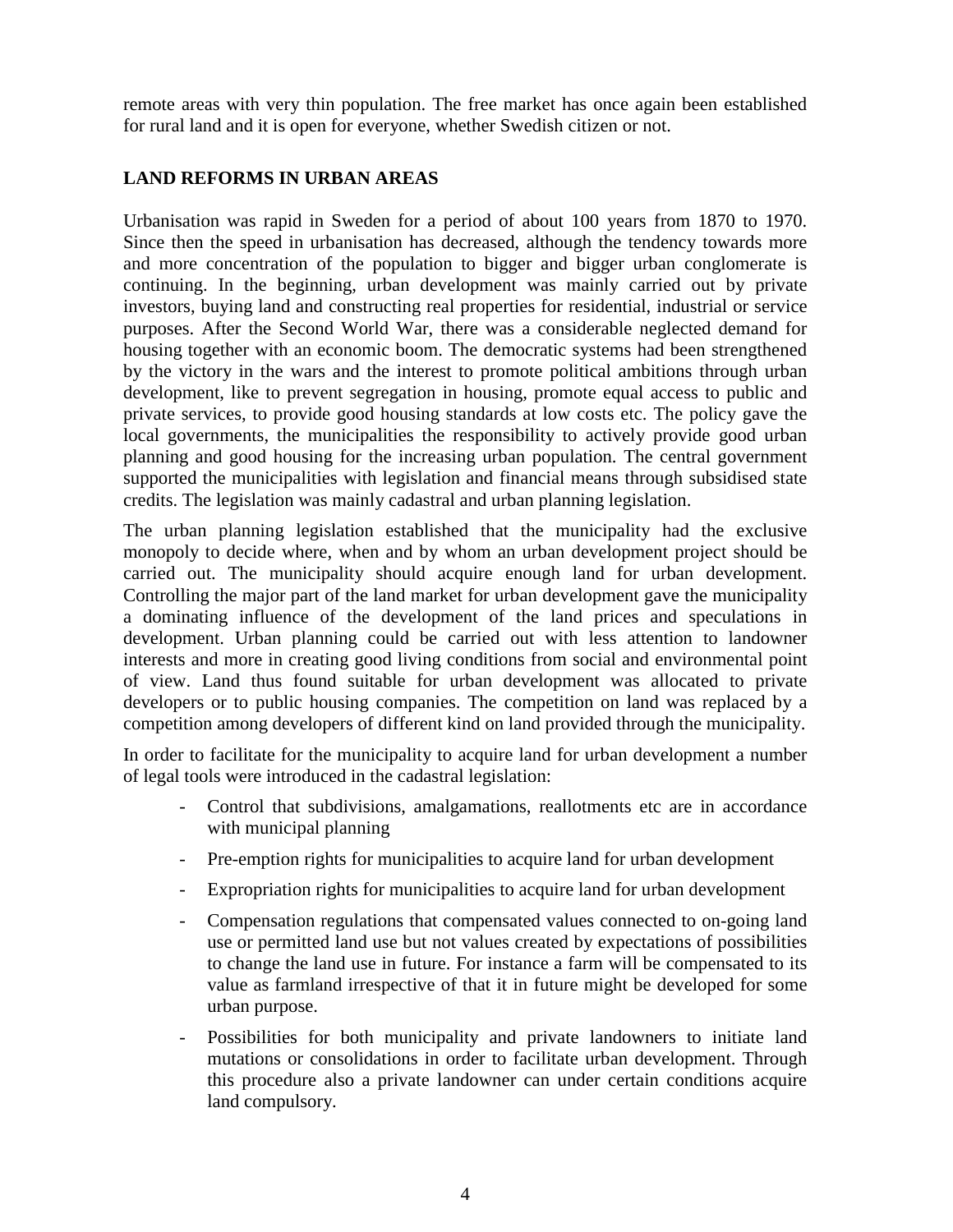remote areas with very thin population. The free market has once again been established for rural land and it is open for everyone, whether Swedish citizen or not.

## LAND REFORMS IN URBAN AREAS

Urbanisation was rapid in Sweden for a period of about 100 years from 1870 to 1970. Since then the speed in urbanisation has decreased, although the tendency towards more and more concentration of the population to bigger and bigger urban conglomerate is continuing. In the beginning, urban development was mainly carried out by private investors, buying land and constructing real properties for residential, industrial or service purposes. After the Second World War, there was a considerable neglected demand for housing together with an economic boom. The democratic systems had been strengthened by the victory in the wars and the interest to promote political ambitions through urban development, like to prevent segregation in housing, promote equal access to public and private services, to provide good housing standards at low costs etc. The policy gave the local governments, the municipalities the responsibility to actively provide good urban planning and good housing for the increasing urban population. The central government supported the municipalities with legislation and financial means through subsidised state credits. The legislation was mainly cadastral and urban planning legislation.

The urban planning legislation established that the municipality had the exclusive monopoly to decide where, when and by whom an urban development project should be carried out. The municipality should acquire enough land for urban development. Controlling the major part of the land market for urban development gave the municipality a dominating influence of the development of the land prices and speculations in development. Urban planning could be carried out with less attention to landowner interests and more in creating good living conditions from social and environmental point of view. Land thus found suitable for urban development was allocated to private developers or to public housing companies. The competition on land was replaced by a competition among developers of different kind on land provided through the municipality.

In order to facilitate for the municipality to acquire land for urban development a number of legal tools were introduced in the cadastral legislation:

- Control that subdivisions, amalgamations, reallotments etc are in accordance with municipal planning
- Pre-emption rights for municipalities to acquire land for urban development
- Expropriation rights for municipalities to acquire land for urban development
- Compensation regulations that compensated values connected to on-going land use or permitted land use but not values created by expectations of possibilities to change the land use in future. For instance a farm will be compensated to its value as farmland irrespective of that it in future might be developed for some urban purpose.
- Possibilities for both municipality and private landowners to initiate land mutations or consolidations in order to facilitate urban development. Through this procedure also a private landowner can under certain conditions acquire land compulsory.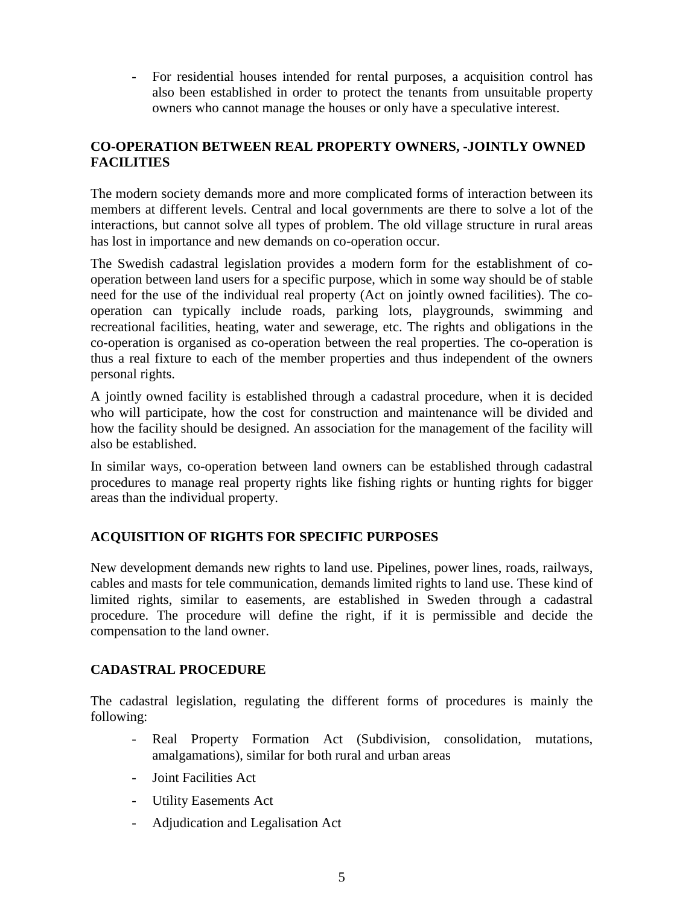- For residential houses intended for rental purposes, a acquisition control has also been established in order to protect the tenants from unsuitable property owners who cannot manage the houses or only have a speculative interest.

## CO-OPERATION BETWEEN REAL PROPERTY OWNERS, -JOINTLY OWNED FACILITIES

The modern society demands more and more complicated forms of interaction between its members at different levels. Central and local governments are there to solve a lot of the interactions, but cannot solve all types of problem. The old village structure in rural areas has lost in importance and new demands on co-operation occur.

The Swedish cadastral legislation provides a modern form for the establishment of co-operation between land users for a specific purpose, which in some way should be of stable need for the use of the individual real property (Act on jointly owned facilities). The co-operation can typically include roads, parking lots, playgrounds, swimming and recreational facilities, heating, water and sewerage, etc. The rights and obligations in the co-operation is organised as co-operation between the real properties. The co-operation is thus a real fixture to each of the member properties and thus independent of the owners personal rights.

A jointly owned facility is established through a cadastral procedure, when it is decided who will participate, how the cost for construction and maintenance will be divided and how the facility should be designed. An association for the management of the facility will also be established.

In similar ways, co-operation between land owners can be established through cadastral procedures to manage real property rights like fishing rights or hunting rights for bigger areas than the individual property.

## ACQUISITION OF RIGHTS FOR SPECIFIC PURPOSES

New development demands new rights to land use. Pipelines, power lines, roads, railways, cables and masts for tele communication, demands limited rights to land use. These kind of limited rights, similar to easements, are established in Sweden through a cadastral procedure. The procedure will define the right, if it is permissible and decide the compensation to the land owner.

## CADASTRAL PROCEDURE

The cadastral legislation, regulating the different forms of procedures is mainly the following:

- Real Property Formation Act (Subdivision, consolidation, mutations, amalgamations), similar for both rural and urban areas
- Joint Facilities Act
- Utility Easements Act
- Adjudication and Legalisation Act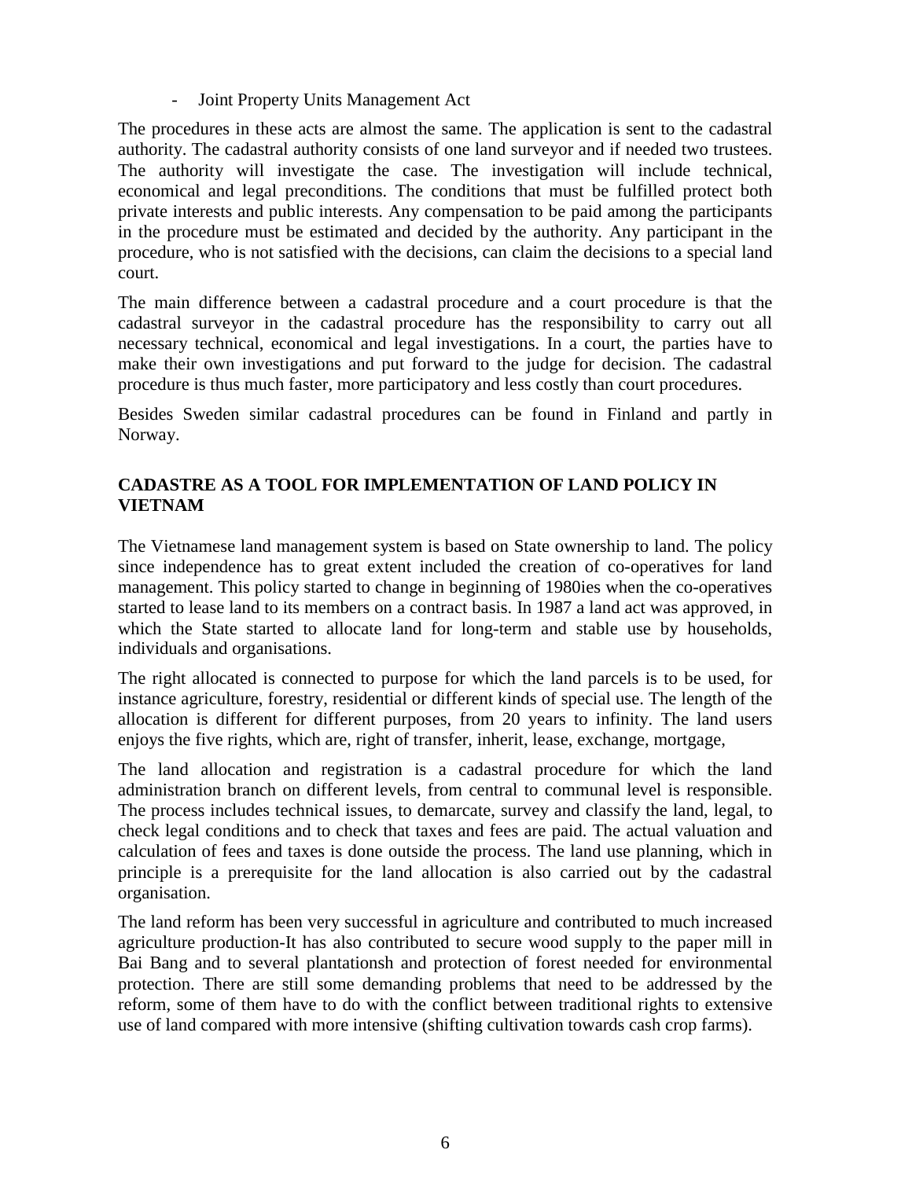- Joint Property Units Management Act

The procedures in these acts are almost the same. The application is sent to the cadastral authority. The cadastral authority consists of one land surveyor and if needed two trustees. The authority will investigate the case. The investigation will include technical, economical and legal preconditions. The conditions that must be fulfilled protect both private interests and public interests. Any compensation to be paid among the participants in the procedure must be estimated and decided by the authority. Any participant in the procedure, who is not satisfied with the decisions, can claim the decisions to a special land court.

The main difference between a cadastral procedure and a court procedure is that the cadastral surveyor in the cadastral procedure has the responsibility to carry out all necessary technical, economical and legal investigations. In a court, the parties have to make their own investigations and put forward to the judge for decision. The cadastral procedure is thus much faster, more participatory and less costly than court procedures.

Besides Sweden similar cadastral procedures can be found in Finland and partly in Norway.

## CADASTRE AS A TOOL FOR IMPLEMENTATION OF LAND POLICY IN VIETNAM

The Vietnamese land management system is based on State ownership to land. The policy since independence has to great extent included the creation of co-operatives for land management. This policy started to change in beginning of 1980ies when the co-operatives started to lease land to its members on a contract basis. In 1987 a land act was approved, in which the State started to allocate land for long-term and stable use by households, individuals and organisations.

The right allocated is connected to purpose for which the land parcels is to be used, for instance agriculture, forestry, residential or different kinds of special use. The length of the allocation is different for different purposes, from 20 years to infinity. The land users enjoys the five rights, which are, right of transfer, inherit, lease, exchange, mortgage,

The land allocation and registration is a cadastral procedure for which the land administration branch on different levels, from central to communal level is responsible. The process includes technical issues, to demarcate, survey and classify the land, legal, to check legal conditions and to check that taxes and fees are paid. The actual valuation and calculation of fees and taxes is done outside the process. The land use planning, which in principle is a prerequisite for the land allocation is also carried out by the cadastral organisation.

The land reform has been very successful in agriculture and contributed to much increased agriculture production-It has also contributed to secure wood supply to the paper mill in Bai Bang and to several plantationsh and protection of forest needed for environmental protection. There are still some demanding problems that need to be addressed by the reform, some of them have to do with the conflict between traditional rights to extensive use of land compared with more intensive (shifting cultivation towards cash crop farms).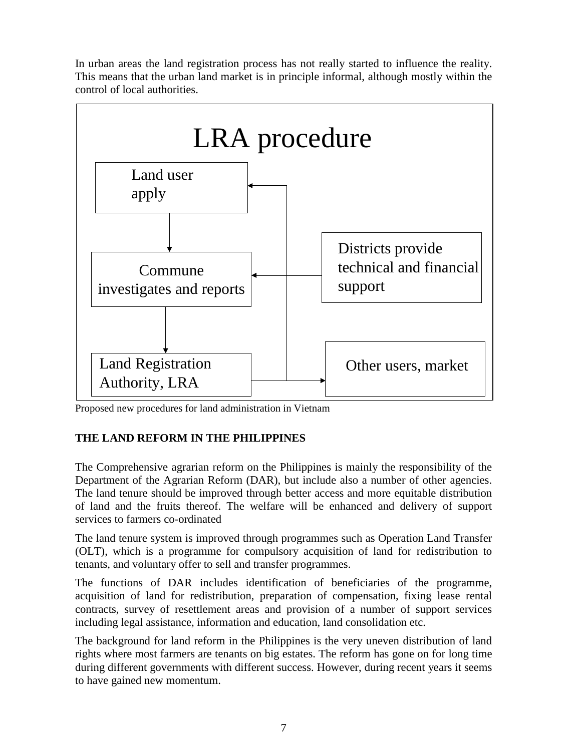In urban areas the land registration process has not really started to influence the reality. This means that the urban land market is in principle informal, although mostly within the control of local authorities.

LRA procedure

Land user apply

Commune investigates and reports

Districts provide technical and financial support

Land Registration Authority, LRA

Other users, market

Proposed new procedures for land administration in Vietnam

**THE LAND REFORM IN THE PHILIPPINES**

The Comprehensive agrarian reform on the Philippines is mainly the responsibility of the Department of the Agrarian Reform (DAR), but include also a number of other agencies. The land tenure should be improved through better access and more equitable distribution of land and the fruits thereof. The welfare will be enhanced and delivery of support services to farmers co-ordinated

The land tenure system is improved through programmes such as Operation Land Transfer (OLT), which is a programme for compulsory acquisition of land for redistribution to tenants, and voluntary offer to sell and transfer programmes.

The functions of DAR includes identification of beneficiaries of the programme, acquisition of land for redistribution, preparation of compensation, fixing lease rental contracts, survey of resettlement areas and provision of a number of support services including legal assistance, information and education, land consolidation etc.

The background for land reform in the Philippines is the very uneven distribution of land rights where most farmers are tenants on big estates. The reform has gone on for long time during different governments with different success. However, during recent years it seems to have gained new momentum.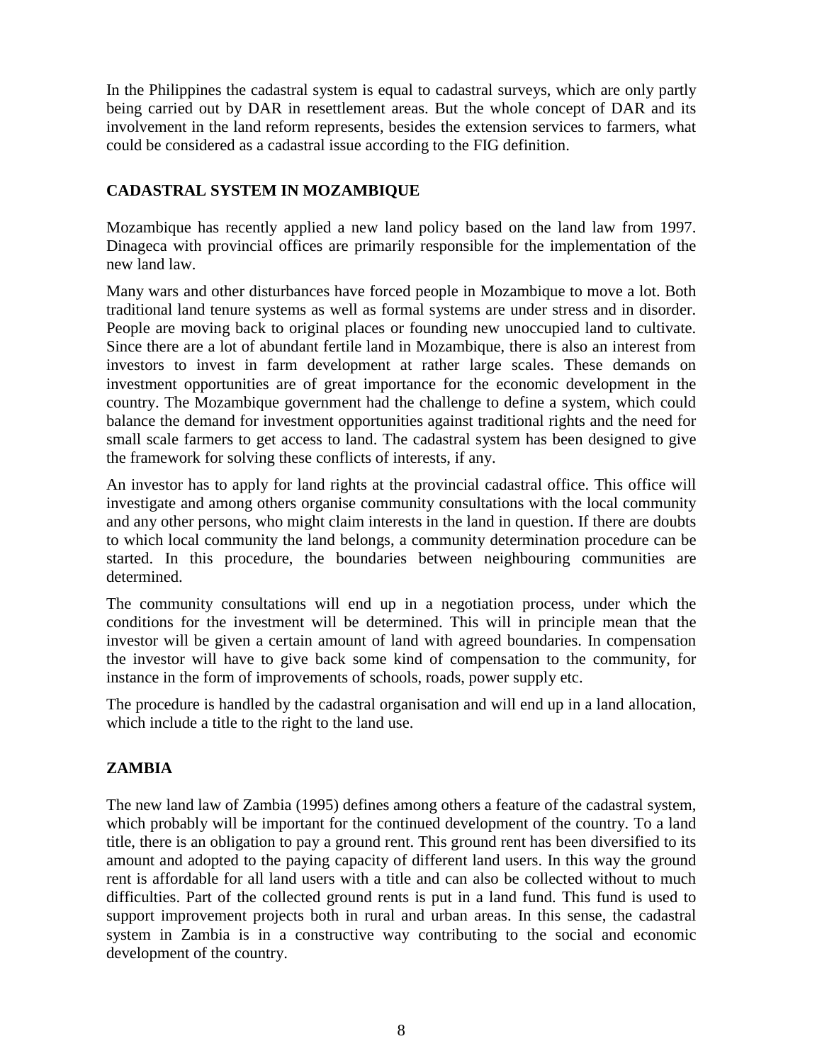In the Philippines the cadastral system is equal to cadastral surveys, which are only partly being carried out by DAR in resettlement areas. But the whole concept of DAR and its involvement in the land reform represents, besides the extension services to farmers, what could be considered as a cadastral issue according to the FIG definition.

## CADASTRAL SYSTEM IN MOZAMBIQUE

Mozambique has recently applied a new land policy based on the land law from 1997. Dinageca with provincial offices are primarily responsible for the implementation of the new land law.

Many wars and other disturbances have forced people in Mozambique to move a lot. Both traditional land tenure systems as well as formal systems are under stress and in disorder. People are moving back to original places or founding new unoccupied land to cultivate. Since there are a lot of abundant fertile land in Mozambique, there is also an interest from investors to invest in farm development at rather large scales. These demands on investment opportunities are of great importance for the economic development in the country. The Mozambique government had the challenge to define a system, which could balance the demand for investment opportunities against traditional rights and the need for small scale farmers to get access to land. The cadastral system has been designed to give the framework for solving these conflicts of interests, if any.

An investor has to apply for land rights at the provincial cadastral office. This office will investigate and among others organise community consultations with the local community and any other persons, who might claim interests in the land in question. If there are doubts to which local community the land belongs, a community determination procedure can be started. In this procedure, the boundaries between neighbouring communities are determined.

The community consultations will end up in a negotiation process, under which the conditions for the investment will be determined. This will in principle mean that the investor will be given a certain amount of land with agreed boundaries. In compensation the investor will have to give back some kind of compensation to the community, for instance in the form of improvements of schools, roads, power supply etc.

The procedure is handled by the cadastral organisation and will end up in a land allocation, which include a title to the right to the land use.

## ZAMBIA

The new land law of Zambia (1995) defines among others a feature of the cadastral system, which probably will be important for the continued development of the country. To a land title, there is an obligation to pay a ground rent. This ground rent has been diversified to its amount and adopted to the paying capacity of different land users. In this way the ground rent is affordable for all land users with a title and can also be collected without to much difficulties. Part of the collected ground rents is put in a land fund. This fund is used to support improvement projects both in rural and urban areas. In this sense, the cadastral system in Zambia is in a constructive way contributing to the social and economic development of the country.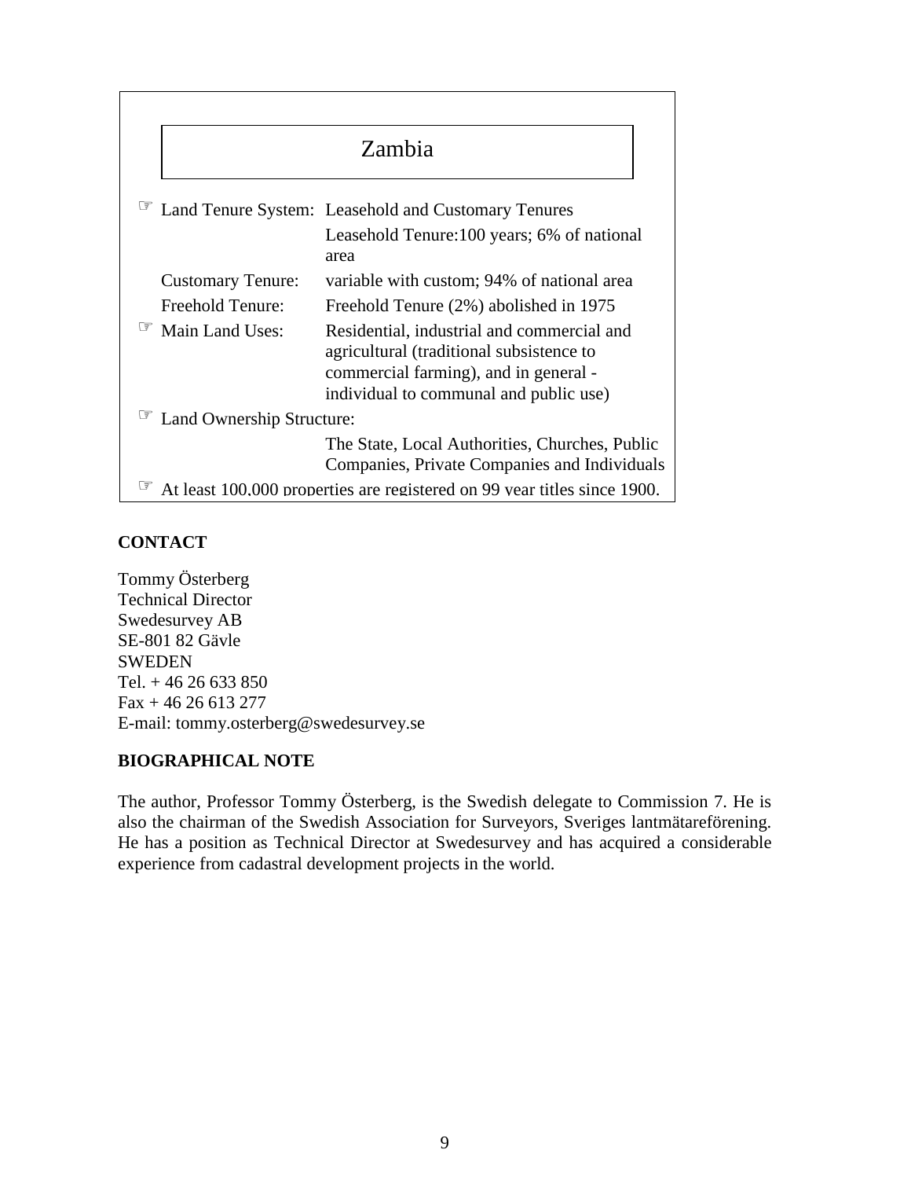## Zambia

| | | |
|---|---|---|
| ☞ | Land Tenure System: | Leasehold and Customary Tenures |
| | | Leasehold Tenure:100 years; 6% of national area |
| | Customary Tenure: | variable with custom; 94% of national area |
| | Freehold Tenure: | Freehold Tenure (2%) abolished in 1975 |
| ☞ | Main Land Uses: | Residential, industrial and commercial and agricultural (traditional subsistence to commercial farming), and in general - individual to communal and public use) |
| ☞ | Land Ownership Structure: | |
| | | The State, Local Authorities, Churches, Public Companies, Private Companies and Individuals |
| ☞ | At least 100,000 properties are registered on 99 year titles since 1900. | |

**CONTACT**

Tommy Österberg  
Technical Director  
Swedesurvey AB  
SE-801 82 Gävle  
SWEDEN  
Tel. + 46 26 633 850  
Fax + 46 26 613 277  
E-mail: tommy.osterberg@swedesurvey.se

**BIOGRAPHICAL NOTE**

The author, Professor Tommy Österberg, is the Swedish delegate to Commission 7. He is also the chairman of the Swedish Association for Surveyors, Sveriges lantmätareförening. He has a position as Technical Director at Swedesurvey and has acquired a considerable experience from cadastral development projects in the world.